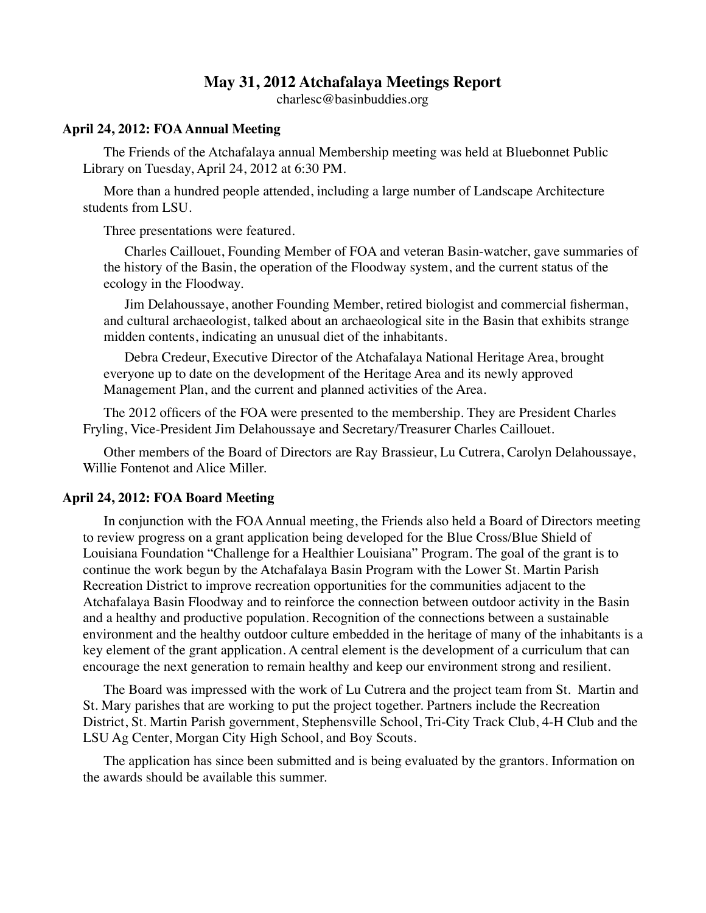# May 31, 2012 Atchafalaya Meetings Report

charlesc@basinbuddies.org

### April 24, 2012: FOA Annual Meeting

The Friends of the Atchafalaya annual Membership meeting was held at Bluebonnet Public Library on Tuesday, April 24, 2012 at 6:30 PM.

More than a hundred people attended, including a large number of Landscape Architecture students from LSU.

Three presentations were featured.

Charles Caillouet, Founding Member of FOA and veteran Basin-watcher, gave summaries of the history of the Basin, the operation of the Floodway system, and the current status of the ecology in the Floodway.

Jim Delahoussaye, another Founding Member, retired biologist and commercial fisherman, and cultural archaeologist, talked about an archaeological site in the Basin that exhibits strange midden contents, indicating an unusual diet of the inhabitants.

Debra Credeur, Executive Director of the Atchafalaya National Heritage Area, brought everyone up to date on the development of the Heritage Area and its newly approved Management Plan, and the current and planned activities of the Area.

The 2012 officers of the FOA were presented to the membership. They are President Charles Fryling, Vice-President Jim Delahoussaye and Secretary/Treasurer Charles Caillouet.

Other members of the Board of Directors are Ray Brassieur, Lu Cutrera, Carolyn Delahoussaye, Willie Fontenot and Alice Miller.

### April 24, 2012: FOA Board Meeting

In conjunction with the FOA Annual meeting, the Friends also held a Board of Directors meeting to review progress on a grant application being developed for the Blue Cross/Blue Shield of Louisiana Foundation "Challenge for a Healthier Louisiana" Program. The goal of the grant is to continue the work begun by the Atchafalaya Basin Program with the Lower St. Martin Parish Recreation District to improve recreation opportunities for the communities adjacent to the Atchafalaya Basin Floodway and to reinforce the connection between outdoor activity in the Basin and a healthy and productive population. Recognition of the connections between a sustainable environment and the healthy outdoor culture embedded in the heritage of many of the inhabitants is a key element of the grant application. A central element is the development of a curriculum that can encourage the next generation to remain healthy and keep our environment strong and resilient.

The Board was impressed with the work of Lu Cutrera and the project team from St. Martin and St. Mary parishes that are working to put the project together. Partners include the Recreation District, St. Martin Parish government, Stephensville School, Tri-City Track Club, 4-H Club and the LSU Ag Center, Morgan City High School, and Boy Scouts.

The application has since been submitted and is being evaluated by the grantors. Information on the awards should be available this summer.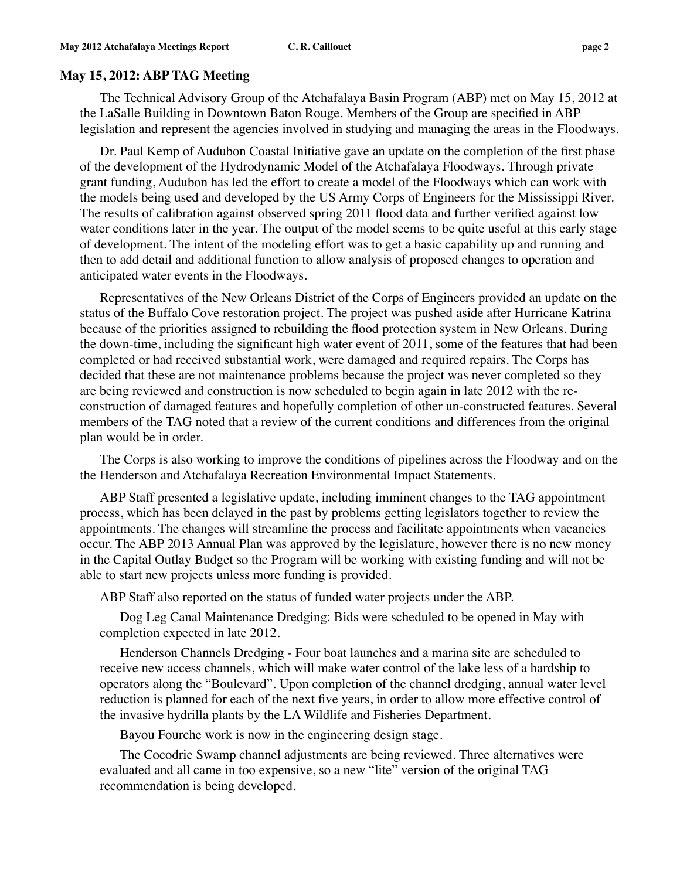### May 15, 2012: ABP TAG Meeting

The Technical Advisory Group of the Atchafalaya Basin Program (ABP) met on May 15, 2012 at the LaSalle Building in Downtown Baton Rouge. Members of the Group are specified in ABP legislation and represent the agencies involved in studying and managing the areas in the Floodways.

Dr. Paul Kemp of Audubon Coastal Initiative gave an update on the completion of the first phase of the development of the Hydrodynamic Model of the Atchafalaya Floodways. Through private grant funding, Audubon has led the effort to create a model of the Floodways which can work with the models being used and developed by the US Army Corps of Engineers for the Mississippi River. The results of calibration against observed spring 2011 flood data and further verified against low water conditions later in the year. The output of the model seems to be quite useful at this early stage of development. The intent of the modeling effort was to get a basic capability up and running and then to add detail and additional function to allow analysis of proposed changes to operation and anticipated water events in the Floodways.

Representatives of the New Orleans District of the Corps of Engineers provided an update on the status of the Buffalo Cove restoration project. The project was pushed aside after Hurricane Katrina because of the priorities assigned to rebuilding the flood protection system in New Orleans. During the down-time, including the significant high water event of 2011, some of the features that had been completed or had received substantial work, were damaged and required repairs. The Corps has decided that these are not maintenance problems because the project was never completed so they are being reviewed and construction is now scheduled to begin again in late 2012 with the re-construction of damaged features and hopefully completion of other un-constructed features. Several members of the TAG noted that a review of the current conditions and differences from the original plan would be in order.

The Corps is also working to improve the conditions of pipelines across the Floodway and on the the Henderson and Atchafalaya Recreation Environmental Impact Statements.

ABP Staff presented a legislative update, including imminent changes to the TAG appointment process, which has been delayed in the past by problems getting legislators together to review the appointments. The changes will streamline the process and facilitate appointments when vacancies occur. The ABP 2013 Annual Plan was approved by the legislature, however there is no new money in the Capital Outlay Budget so the Program will be working with existing funding and will not be able to start new projects unless more funding is provided.

ABP Staff also reported on the status of funded water projects under the ABP.

Dog Leg Canal Maintenance Dredging: Bids were scheduled to be opened in May with completion expected in late 2012.

Henderson Channels Dredging - Four boat launches and a marina site are scheduled to receive new access channels, which will make water control of the lake less of a hardship to operators along the "Boulevard". Upon completion of the channel dredging, annual water level reduction is planned for each of the next five years, in order to allow more effective control of the invasive hydrilla plants by the LA Wildlife and Fisheries Department.

Bayou Fourche work is now in the engineering design stage.

The Cocodrie Swamp channel adjustments are being reviewed. Three alternatives were evaluated and all came in too expensive, so a new "lite" version of the original TAG recommendation is being developed.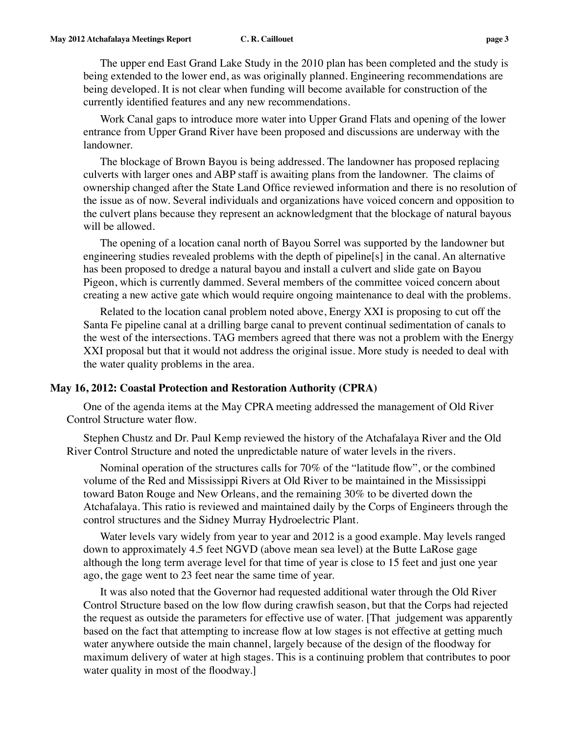The upper end East Grand Lake Study in the 2010 plan has been completed and the study is being extended to the lower end, as was originally planned. Engineering recommendations are being developed. It is not clear when funding will become available for construction of the currently identified features and any new recommendations.

Work Canal gaps to introduce more water into Upper Grand Flats and opening of the lower entrance from Upper Grand River have been proposed and discussions are underway with the landowner.

The blockage of Brown Bayou is being addressed. The landowner has proposed replacing culverts with larger ones and ABP staff is awaiting plans from the landowner. The claims of ownership changed after the State Land Office reviewed information and there is no resolution of the issue as of now. Several individuals and organizations have voiced concern and opposition to the culvert plans because they represent an acknowledgment that the blockage of natural bayous will be allowed.

The opening of a location canal north of Bayou Sorrel was supported by the landowner but engineering studies revealed problems with the depth of pipeline[s] in the canal. An alternative has been proposed to dredge a natural bayou and install a culvert and slide gate on Bayou Pigeon, which is currently dammed. Several members of the committee voiced concern about creating a new active gate which would require ongoing maintenance to deal with the problems.

Related to the location canal problem noted above, Energy XXI is proposing to cut off the Santa Fe pipeline canal at a drilling barge canal to prevent continual sedimentation of canals to the west of the intersections. TAG members agreed that there was not a problem with the Energy XXI proposal but that it would not address the original issue. More study is needed to deal with the water quality problems in the area.

### May 16, 2012: Coastal Protection and Restoration Authority (CPRA)

One of the agenda items at the May CPRA meeting addressed the management of Old River Control Structure water flow.

Stephen Chustz and Dr. Paul Kemp reviewed the history of the Atchafalaya River and the Old River Control Structure and noted the unpredictable nature of water levels in the rivers.

Nominal operation of the structures calls for 70% of the "latitude flow", or the combined volume of the Red and Mississippi Rivers at Old River to be maintained in the Mississippi toward Baton Rouge and New Orleans, and the remaining 30% to be diverted down the Atchafalaya. This ratio is reviewed and maintained daily by the Corps of Engineers through the control structures and the Sidney Murray Hydroelectric Plant.

Water levels vary widely from year to year and 2012 is a good example. May levels ranged down to approximately 4.5 feet NGVD (above mean sea level) at the Butte LaRose gage although the long term average level for that time of year is close to 15 feet and just one year ago, the gage went to 23 feet near the same time of year.

It was also noted that the Governor had requested additional water through the Old River Control Structure based on the low flow during crawfish season, but that the Corps had rejected the request as outside the parameters for effective use of water. [That judgement was apparently based on the fact that attempting to increase flow at low stages is not effective at getting much water anywhere outside the main channel, largely because of the design of the floodway for maximum delivery of water at high stages. This is a continuing problem that contributes to poor water quality in most of the floodway.]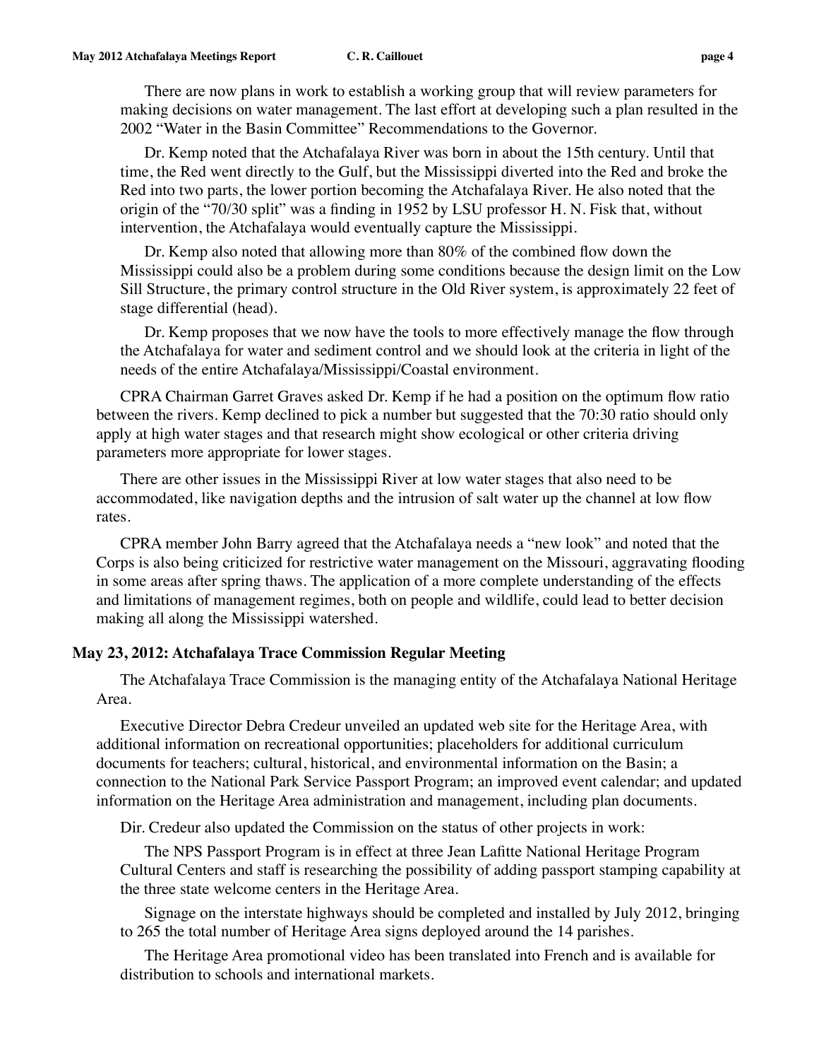There are now plans in work to establish a working group that will review parameters for making decisions on water management. The last effort at developing such a plan resulted in the 2002 "Water in the Basin Committee" Recommendations to the Governor.

Dr. Kemp noted that the Atchafalaya River was born in about the 15th century. Until that time, the Red went directly to the Gulf, but the Mississippi diverted into the Red and broke the Red into two parts, the lower portion becoming the Atchafalaya River. He also noted that the origin of the "70/30 split" was a finding in 1952 by LSU professor H. N. Fisk that, without intervention, the Atchafalaya would eventually capture the Mississippi.

Dr. Kemp also noted that allowing more than 80% of the combined flow down the Mississippi could also be a problem during some conditions because the design limit on the Low Sill Structure, the primary control structure in the Old River system, is approximately 22 feet of stage differential (head).

Dr. Kemp proposes that we now have the tools to more effectively manage the flow through the Atchafalaya for water and sediment control and we should look at the criteria in light of the needs of the entire Atchafalaya/Mississippi/Coastal environment.

CPRA Chairman Garret Graves asked Dr. Kemp if he had a position on the optimum flow ratio between the rivers. Kemp declined to pick a number but suggested that the 70:30 ratio should only apply at high water stages and that research might show ecological or other criteria driving parameters more appropriate for lower stages.

There are other issues in the Mississippi River at low water stages that also need to be accommodated, like navigation depths and the intrusion of salt water up the channel at low flow rates.

CPRA member John Barry agreed that the Atchafalaya needs a "new look" and noted that the Corps is also being criticized for restrictive water management on the Missouri, aggravating flooding in some areas after spring thaws. The application of a more complete understanding of the effects and limitations of management regimes, both on people and wildlife, could lead to better decision making all along the Mississippi watershed.

## May 23, 2012: Atchafalaya Trace Commission Regular Meeting

The Atchafalaya Trace Commission is the managing entity of the Atchafalaya National Heritage Area.

Executive Director Debra Credeur unveiled an updated web site for the Heritage Area, with additional information on recreational opportunities; placeholders for additional curriculum documents for teachers; cultural, historical, and environmental information on the Basin; a connection to the National Park Service Passport Program; an improved event calendar; and updated information on the Heritage Area administration and management, including plan documents.

Dir. Credeur also updated the Commission on the status of other projects in work:

The NPS Passport Program is in effect at three Jean Lafitte National Heritage Program Cultural Centers and staff is researching the possibility of adding passport stamping capability at the three state welcome centers in the Heritage Area.

Signage on the interstate highways should be completed and installed by July 2012, bringing to 265 the total number of Heritage Area signs deployed around the 14 parishes.

The Heritage Area promotional video has been translated into French and is available for distribution to schools and international markets.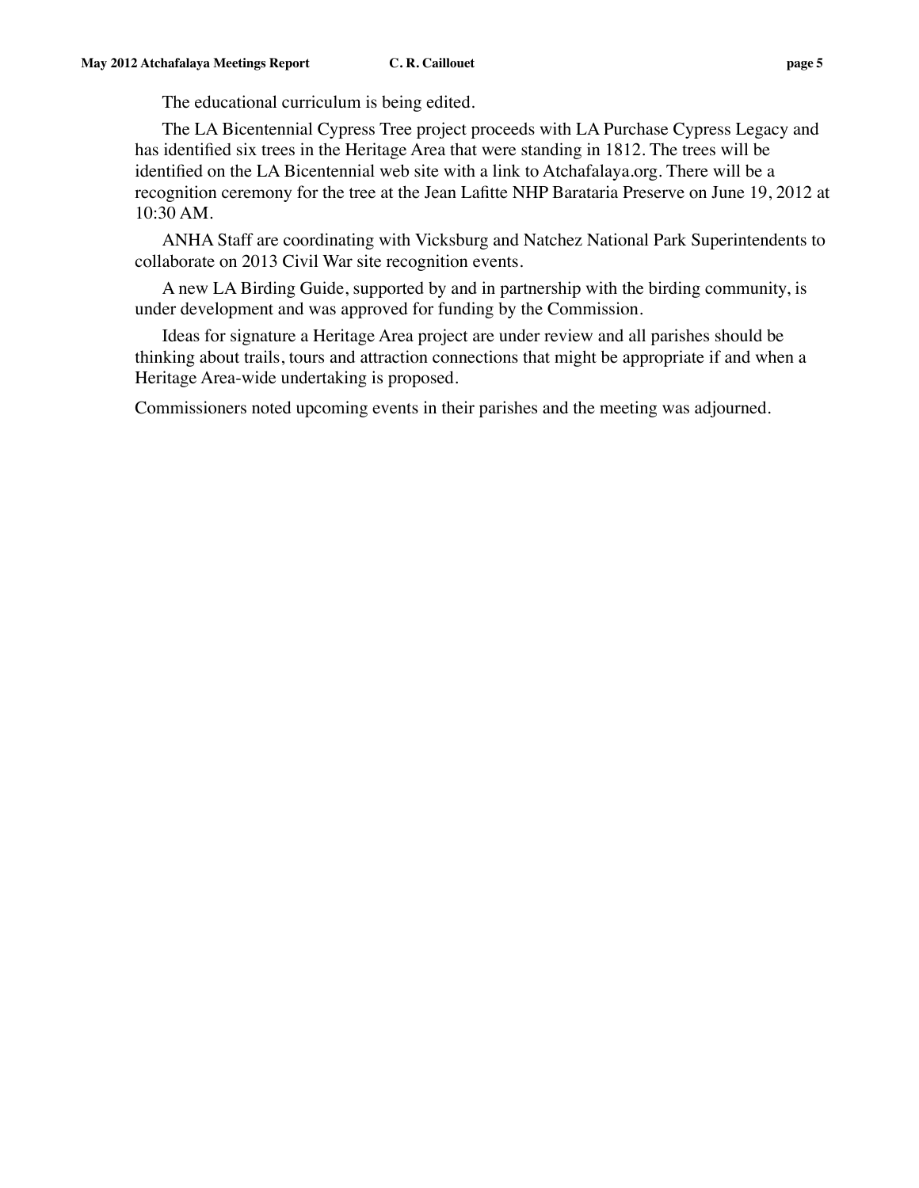The educational curriculum is being edited.

The LA Bicentennial Cypress Tree project proceeds with LA Purchase Cypress Legacy and has identified six trees in the Heritage Area that were standing in 1812. The trees will be identified on the LA Bicentennial web site with a link to Atchafalaya.org. There will be a recognition ceremony for the tree at the Jean Lafitte NHP Barataria Preserve on June 19, 2012 at 10:30 AM.

ANHA Staff are coordinating with Vicksburg and Natchez National Park Superintendents to collaborate on 2013 Civil War site recognition events.

A new LA Birding Guide, supported by and in partnership with the birding community, is under development and was approved for funding by the Commission.

Ideas for signature a Heritage Area project are under review and all parishes should be thinking about trails, tours and attraction connections that might be appropriate if and when a Heritage Area-wide undertaking is proposed.

Commissioners noted upcoming events in their parishes and the meeting was adjourned.